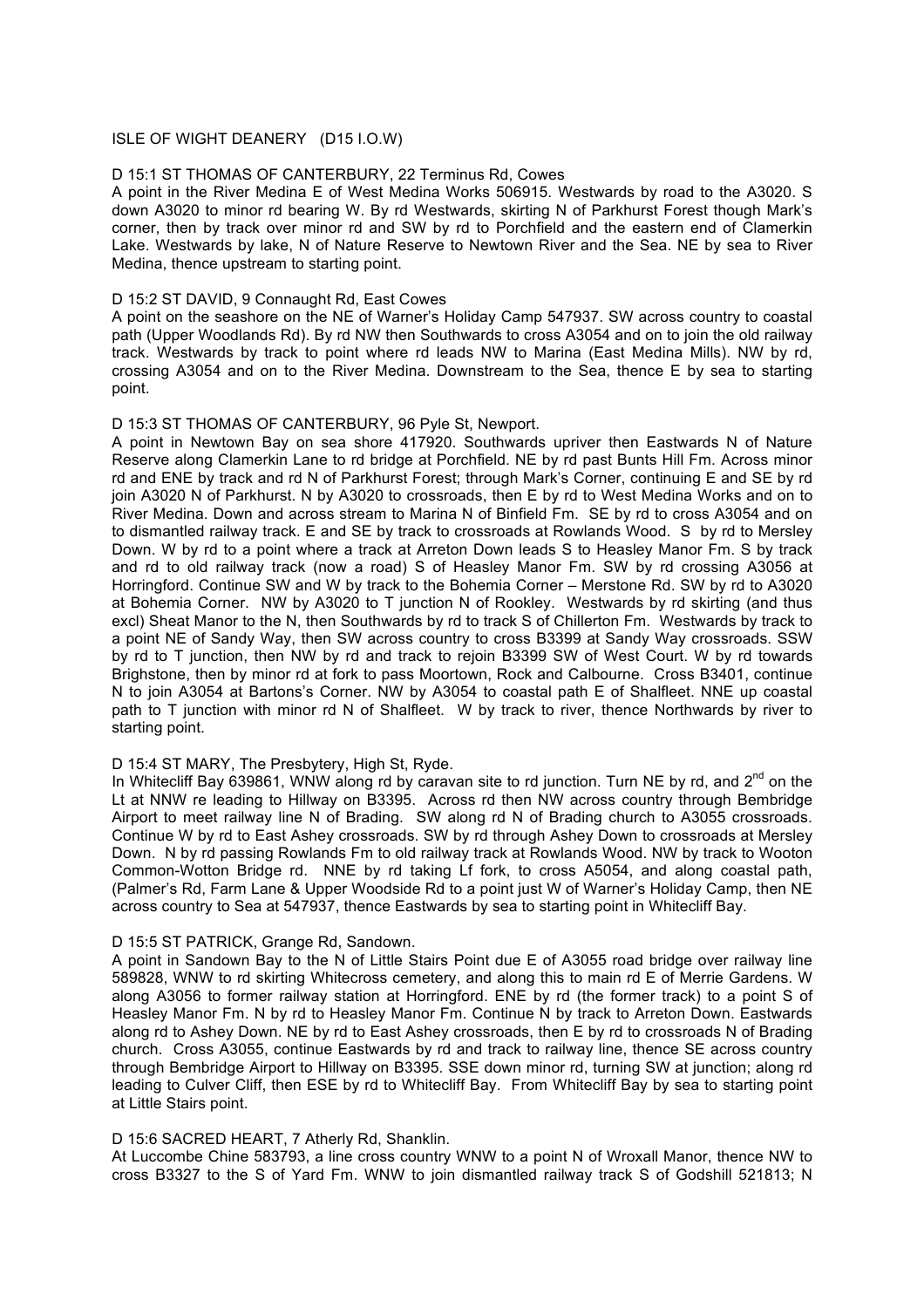ISLE OF WIGHT DEANERY (D15 I.O.W)

D 15:1 ST THOMAS OF CANTERBURY, 22 Terminus Rd, Cowes

A point in the River Medina E of West Medina Works 506915. Westwards by road to the A3020. S down A3020 to minor rd bearing W. By rd Westwards, skirting N of Parkhurst Forest though Mark's corner, then by track over minor rd and SW by rd to Porchfield and the eastern end of Clamerkin Lake. Westwards by lake, N of Nature Reserve to Newtown River and the Sea. NE by sea to River Medina, thence upstream to starting point.

D 15:2 ST DAVID, 9 Connaught Rd, East Cowes

A point on the seashore on the NE of Warner's Holiday Camp 547937. SW across country to coastal path (Upper Woodlands Rd). By rd NW then Southwards to cross A3054 and on to join the old railway track. Westwards by track to point where rd leads NW to Marina (East Medina Mills). NW by rd, crossing A3054 and on to the River Medina. Downstream to the Sea, thence E by sea to starting point.

D 15:3 ST THOMAS OF CANTERBURY, 96 Pyle St, Newport.

A point in Newtown Bay on sea shore 417920. Southwards upriver then Eastwards N of Nature Reserve along Clamerkin Lane to rd bridge at Porchfield. NE by rd past Bunts Hill Fm. Across minor rd and ENE by track and rd N of Parkhurst Forest; through Mark's Corner, continuing E and SE by rd join A3020 N of Parkhurst. N by A3020 to crossroads, then E by rd to West Medina Works and on to River Medina. Down and across stream to Marina N of Binfield Fm. SE by rd to cross A3054 and on to dismantled railway track. E and SE by track to crossroads at Rowlands Wood. S by rd to Mersley Down. W by rd to a point where a track at Arreton Down leads S to Heasley Manor Fm. S by track and rd to old railway track (now a road) S of Heasley Manor Fm. SW by rd crossing A3056 at Horringford. Continue SW and W by track to the Bohemia Corner – Merstone Rd. SW by rd to A3020 at Bohemia Corner. NW by A3020 to T junction N of Rookley. Westwards by rd skirting (and thus excl) Sheat Manor to the N, then Southwards by rd to track S of Chillerton Fm. Westwards by track to a point NE of Sandy Way, then SW across country to cross B3399 at Sandy Way crossroads. SSW by rd to T junction, then NW by rd and track to rejoin B3399 SW of West Court. W by rd towards Brighstone, then by minor rd at fork to pass Moortown, Rock and Calbourne. Cross B3401, continue N to join A3054 at Bartons's Corner. NW by A3054 to coastal path E of Shalfleet. NNE up coastal path to T junction with minor rd N of Shalfleet. W by track to river, thence Northwards by river to starting point.

D 15:4 ST MARY, The Presbytery, High St, Ryde.

In Whitecliff Bay 639861, WNW along rd by caravan site to rd junction. Turn NE by rd, and 2nd on the Lt at NNW re leading to Hillway on B3395. Across rd then NW across country through Bembridge Airport to meet railway line N of Brading. SW along rd N of Brading church to A3055 crossroads. Continue W by rd to East Ashey crossroads. SW by rd through Ashey Down to crossroads at Mersley Down. N by rd passing Rowlands Fm to old railway track at Rowlands Wood. NW by track to Wooton Common-Wotton Bridge rd. NNE by rd taking Lf fork, to cross A5054, and along coastal path, (Palmer's Rd, Farm Lane & Upper Woodside Rd to a point just W of Warner's Holiday Camp, then NE across country to Sea at 547937, thence Eastwards by sea to starting point in Whitecliff Bay.

D 15:5 ST PATRICK, Grange Rd, Sandown.

A point in Sandown Bay to the N of Little Stairs Point due E of A3055 road bridge over railway line 589828, WNW to rd skirting Whitecross cemetery, and along this to main rd E of Merrie Gardens. W along A3056 to former railway station at Horringford. ENE by rd (the former track) to a point S of Heasley Manor Fm. N by rd to Heasley Manor Fm. Continue N by track to Arreton Down. Eastwards along rd to Ashey Down. NE by rd to East Ashey crossroads, then E by rd to crossroads N of Brading church. Cross A3055, continue Eastwards by rd and track to railway line, thence SE across country through Bembridge Airport to Hillway on B3395. SSE down minor rd, turning SW at junction; along rd leading to Culver Cliff, then ESE by rd to Whitecliff Bay. From Whitecliff Bay by sea to starting point at Little Stairs point.

D 15:6 SACRED HEART, 7 Atherly Rd, Shanklin.

At Luccombe Chine 583793, a line cross country WNW to a point N of Wroxall Manor, thence NW to cross B3327 to the S of Yard Fm. WNW to join dismantled railway track S of Godshill 521813; N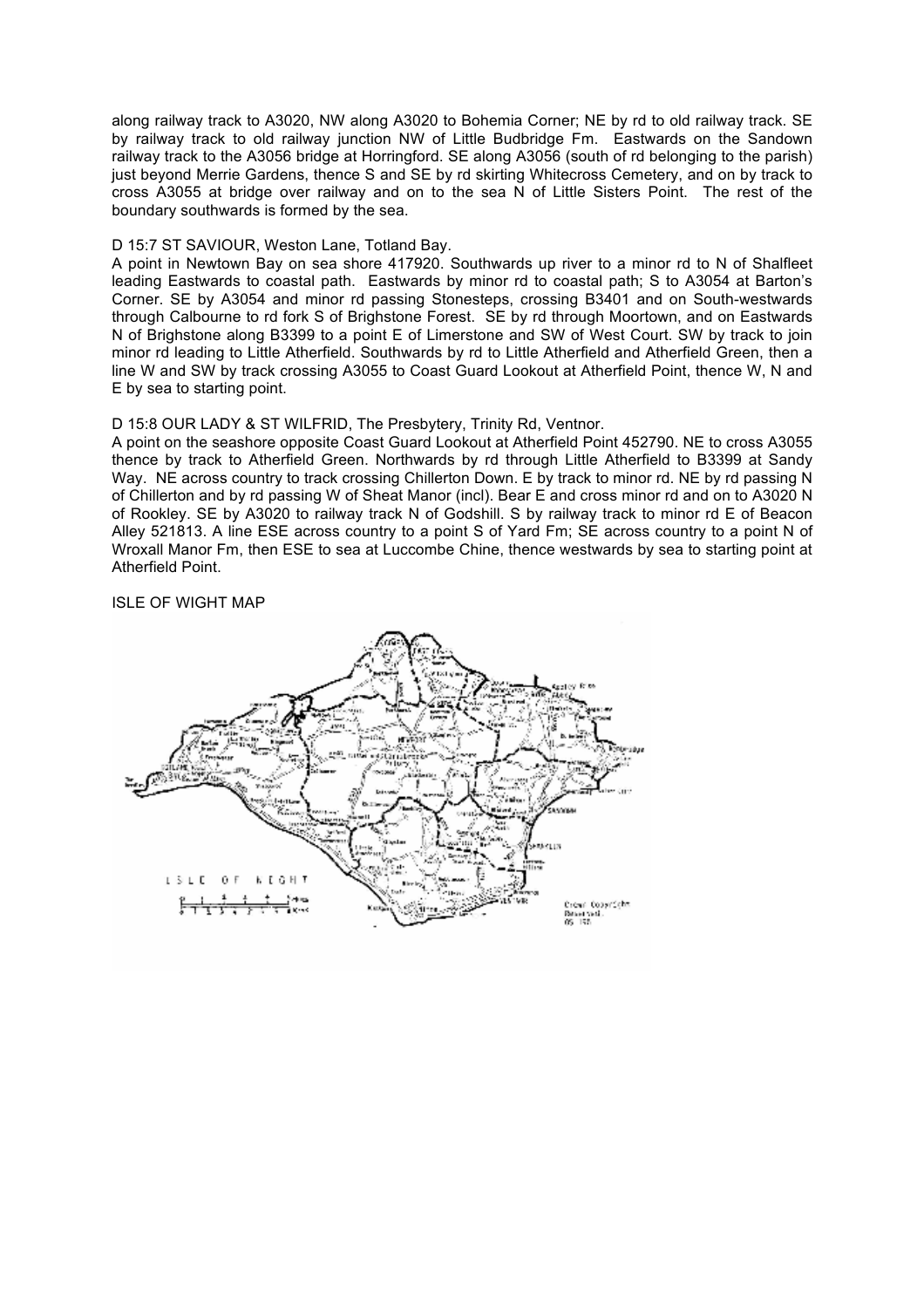along railway track to A3020, NW along A3020 to Bohemia Corner; NE by rd to old railway track. SE by railway track to old railway junction NW of Little Budbridge Fm. Eastwards on the Sandown railway track to the A3056 bridge at Horringford. SE along A3056 (south of rd belonging to the parish) just beyond Merrie Gardens, thence S and SE by rd skirting Whitecross Cemetery, and on by track to cross A3055 at bridge over railway and on to the sea N of Little Sisters Point. The rest of the boundary southwards is formed by the sea.

D 15:7 ST SAVIOUR, Weston Lane, Totland Bay.

A point in Newtown Bay on sea shore 417920. Southwards up river to a minor rd to N of Shalfleet leading Eastwards to coastal path. Eastwards by minor rd to coastal path; S to A3054 at Barton's Corner. SE by A3054 and minor rd passing Stonesteps, crossing B3401 and on South-westwards through Calbourne to rd fork S of Brighstone Forest. SE by rd through Moortown, and on Eastwards N of Brighstone along B3399 to a point E of Limerstone and SW of West Court. SW by track to join minor rd leading to Little Atherfield. Southwards by rd to Little Atherfield and Atherfield Green, then a line W and SW by track crossing A3055 to Coast Guard Lookout at Atherfield Point, thence W, N and E by sea to starting point.

D 15:8 OUR LADY & ST WILFRID, The Presbytery, Trinity Rd, Ventnor.

A point on the seashore opposite Coast Guard Lookout at Atherfield Point 452790. NE to cross A3055 thence by track to Atherfield Green. Northwards by rd through Little Atherfield to B3399 at Sandy Way. NE across country to track crossing Chillerton Down. E by track to minor rd. NE by rd passing N of Chillerton and by rd passing W of Sheat Manor (incl). Bear E and cross minor rd and on to A3020 N of Rookley. SE by A3020 to railway track N of Godshill. S by railway track to minor rd E of Beacon Alley 521813. A line ESE across country to a point S of Yard Fm; SE across country to a point N of Wroxall Manor Fm, then ESE to sea at Luccombe Chine, thence westwards by sea to starting point at Atherfield Point.

ISLE OF WIGHT MAP